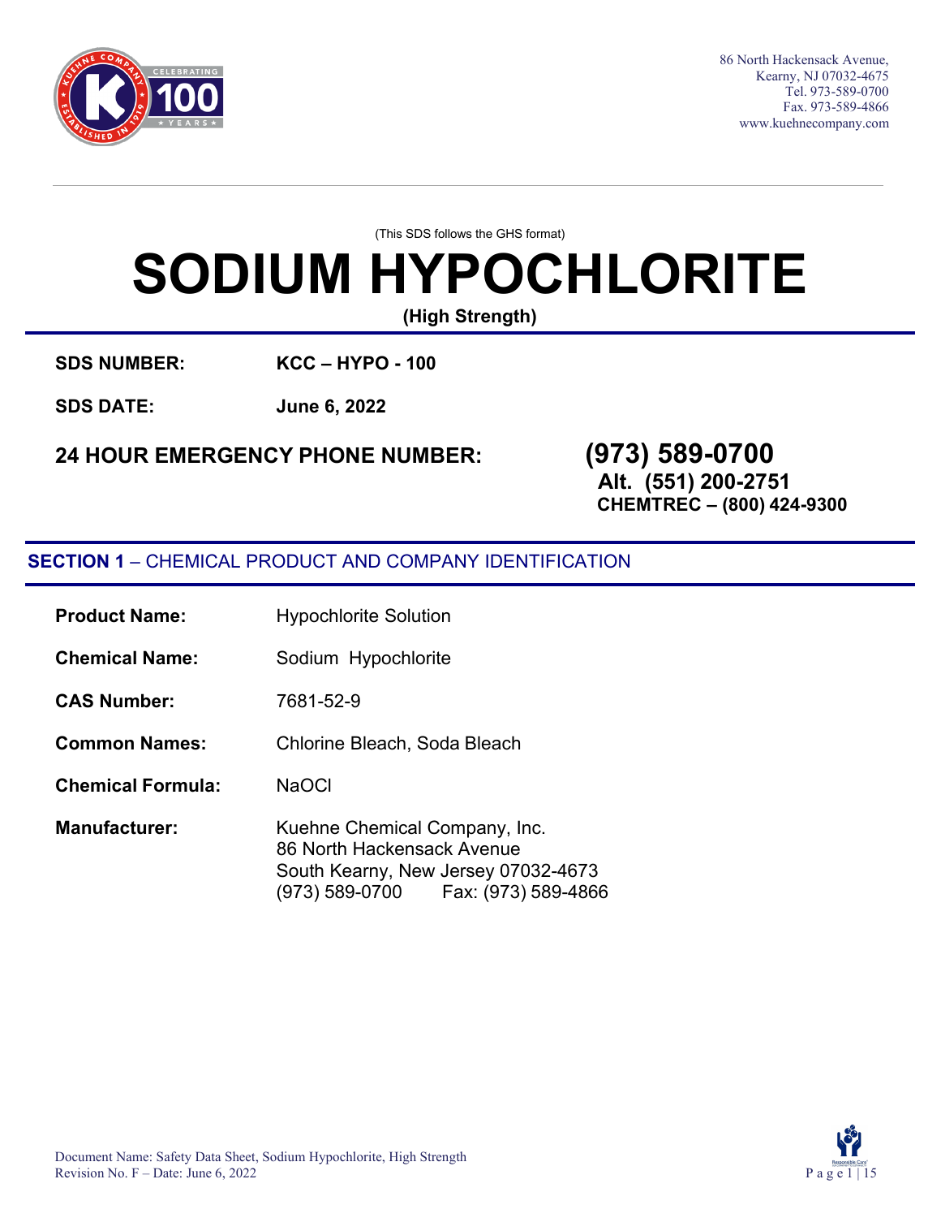86 North Hackensack Avenue,
Kearny, NJ 07032-4675
Tel. 973-589-0700
Fax. 973-589-4866
www.kuehnecompany.com

(This SDS follows the GHS format)

# SODIUM HYPOCHLORITE

**(High Strength)**

**SDS NUMBER:** **KCC – HYPO - 100**

**SDS DATE:** **June 6, 2022**

**24 HOUR EMERGENCY PHONE NUMBER:** **(973) 589-0700**
**Alt. (551) 200-2751**
**CHEMTREC – (800) 424-9300**

## SECTION 1 – CHEMICAL PRODUCT AND COMPANY IDENTIFICATION

**Product Name:** Hypochlorite Solution

**Chemical Name:** Sodium Hypochlorite

**CAS Number:** 7681-52-9

**Common Names:** Chlorine Bleach, Soda Bleach

**Chemical Formula:** NaOCl

**Manufacturer:** Kuehne Chemical Company, Inc.
86 North Hackensack Avenue
South Kearny, New Jersey 07032-4673
(973) 589-0700 Fax: (973) 589-4866

Document Name: Safety Data Sheet, Sodium Hypochlorite, High Strength
Revision No. F – Date: June 6, 2022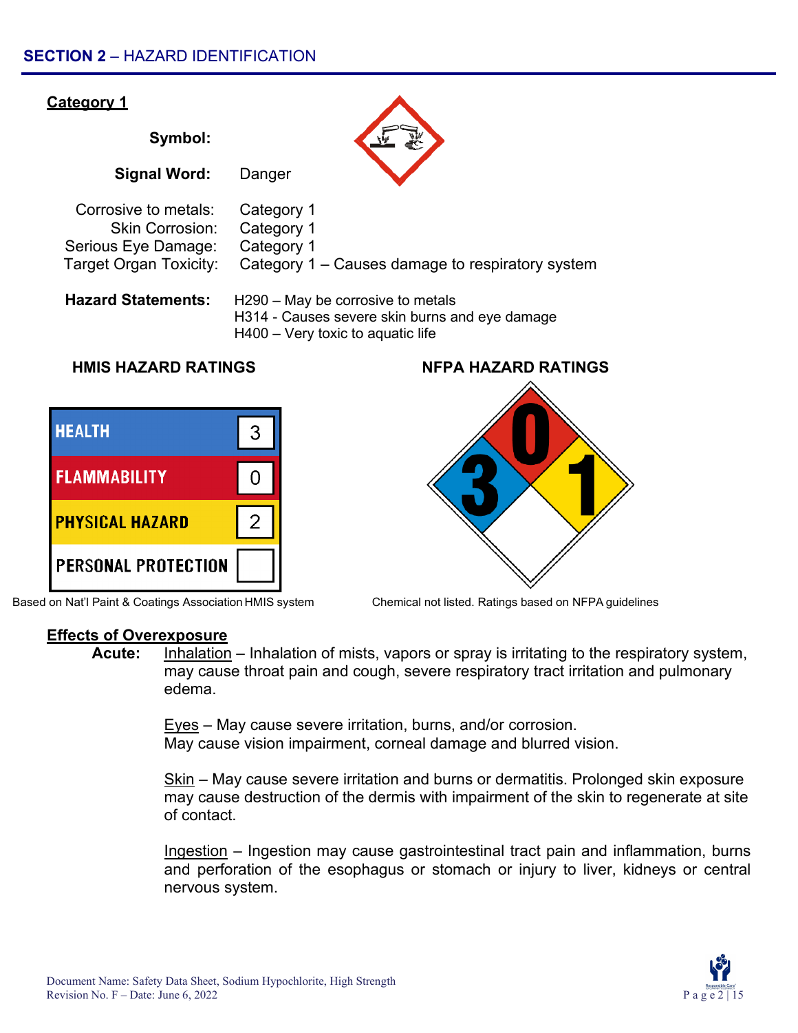## SECTION 2 – HAZARD IDENTIFICATION

**Category 1**

**Symbol:**

**Signal Word:** Danger

| | |
|---|---|
| Corrosive to metals: | Category 1 |
| Skin Corrosion: | Category 1 |
| Serious Eye Damage: | Category 1 |
| Target Organ Toxicity: | Category 1 – Causes damage to respiratory system |

**Hazard Statements:**
H290 – May be corrosive to metals
H314 - Causes severe skin burns and eye damage
H400 – Very toxic to aquatic life

**HMIS HAZARD RATINGS**

| | |
|---|---|
| HEALTH | 3 |
| FLAMMABILITY | 0 |
| PHYSICAL HAZARD | 2 |
| PERSONAL PROTECTION | |

Based on Nat'l Paint & Coatings Association HMIS system

**NFPA HAZARD RATINGS**

0
3
1

Chemical not listed. Ratings based on NFPA guidelines

**Effects of Overexposure**

**Acute:** Inhalation – Inhalation of mists, vapors or spray is irritating to the respiratory system, may cause throat pain and cough, severe respiratory tract irritation and pulmonary edema.

Eyes – May cause severe irritation, burns, and/or corrosion. May cause vision impairment, corneal damage and blurred vision.

Skin – May cause severe irritation and burns or dermatitis. Prolonged skin exposure may cause destruction of the dermis with impairment of the skin to regenerate at site of contact.

Ingestion – Ingestion may cause gastrointestinal tract pain and inflammation, burns and perforation of the esophagus or stomach or injury to liver, kidneys or central nervous system.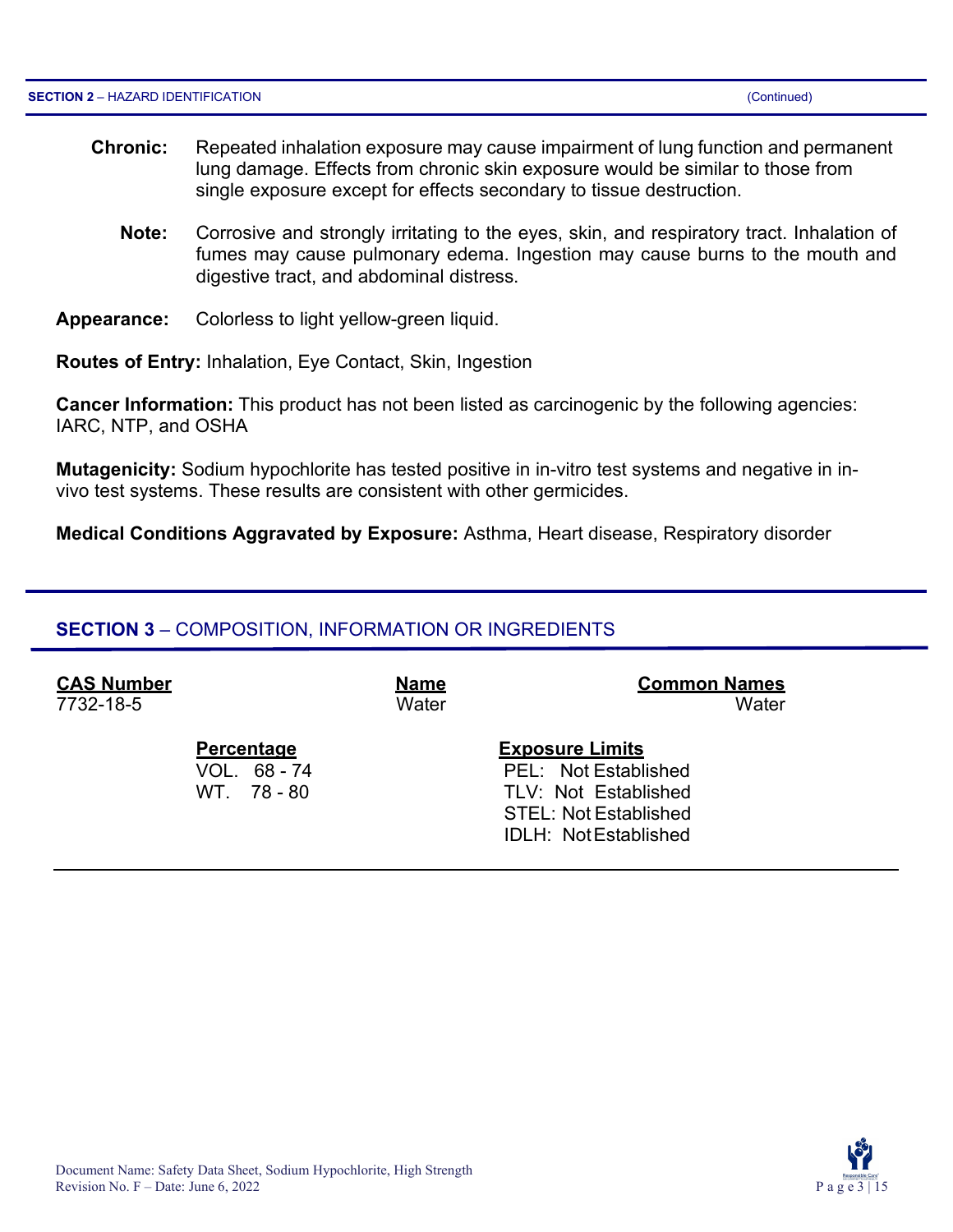**Chronic:** Repeated inhalation exposure may cause impairment of lung function and permanent lung damage. Effects from chronic skin exposure would be similar to those from single exposure except for effects secondary to tissue destruction.

**Note:** Corrosive and strongly irritating to the eyes, skin, and respiratory tract. Inhalation of fumes may cause pulmonary edema. Ingestion may cause burns to the mouth and digestive tract, and abdominal distress.

**Appearance:** Colorless to light yellow-green liquid.

**Routes of Entry:** Inhalation, Eye Contact, Skin, Ingestion

**Cancer Information:** This product has not been listed as carcinogenic by the following agencies: IARC, NTP, and OSHA

**Mutagenicity:** Sodium hypochlorite has tested positive in in-vitro test systems and negative in in-vivo test systems. These results are consistent with other germicides.

**Medical Conditions Aggravated by Exposure:** Asthma, Heart disease, Respiratory disorder

## SECTION 3 – COMPOSITION, INFORMATION OR INGREDIENTS

| CAS Number | Name | Common Names |
|---|---|---|
| 7732-18-5 | Water | Water |

| Percentage | Exposure Limits |
|---|---|
| VOL. 68 - 74 | PEL: Not Established |
| WT. 78 - 80 | TLV: Not Established |
| | STEL: Not Established |
| | IDLH: Not Established |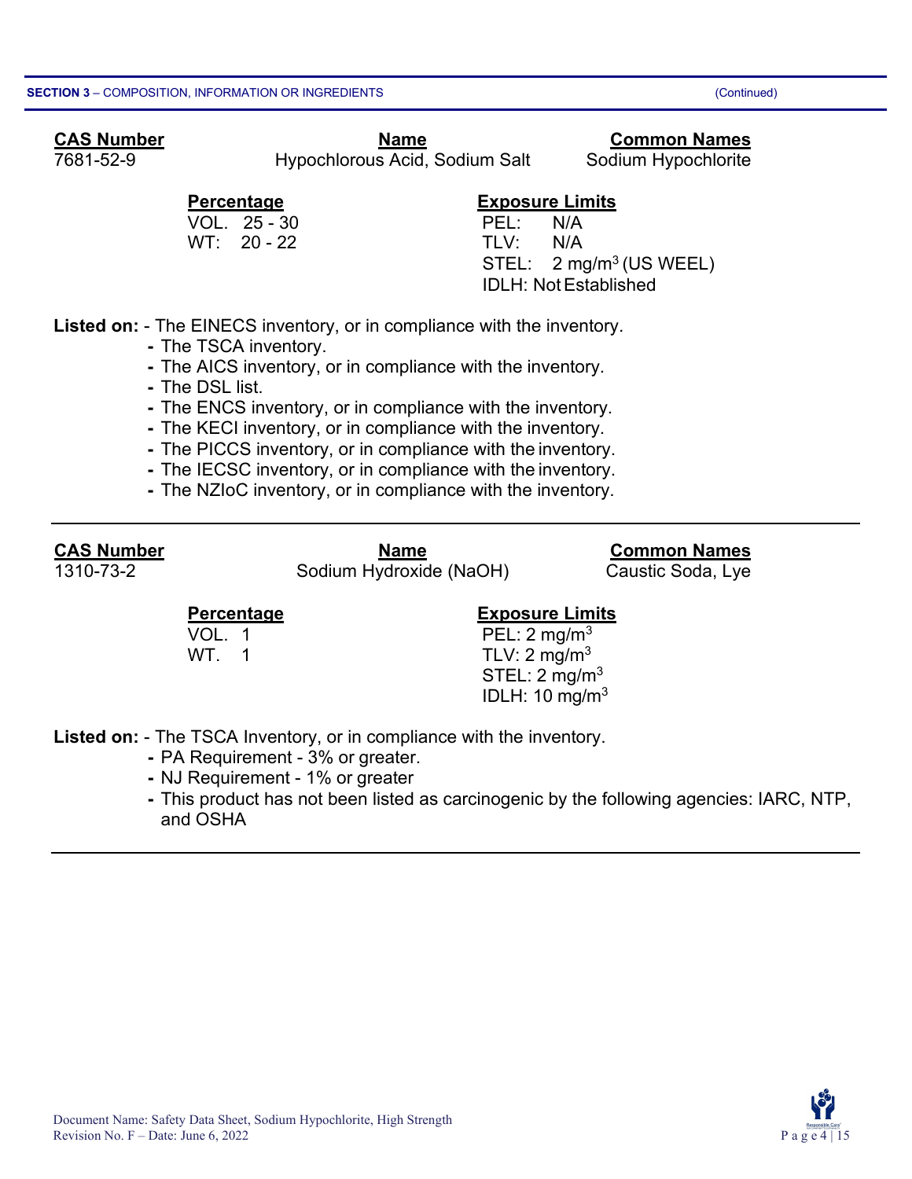**SECTION 3** – COMPOSITION, INFORMATION OR INGREDIENTS (Continued)

| CAS Number | Name | Common Names |
|---|---|---|
| 7681-52-9 | Hypochlorous Acid, Sodium Salt | Sodium Hypochlorite |

| Percentage | Exposure Limits |
|---|---|
| VOL. 25 - 30 | PEL: N/A |
| WT: 20 - 22 | TLV: N/A |
| | STEL: 2 $mg/m^3$ (US WEEL) |
| | IDLH: Not Established |

**Listed on:** - The EINECS inventory, or in compliance with the inventory.
- The TSCA inventory.
- The AICS inventory, or in compliance with the inventory.
- The DSL list.
- The ENCS inventory, or in compliance with the inventory.
- The KECI inventory, or in compliance with the inventory.
- The PICCS inventory, or in compliance with the inventory.
- The IECSC inventory, or in compliance with the inventory.
- The NZIoC inventory, or in compliance with the inventory.

---

| CAS Number | Name | Common Names |
|---|---|---|
| 1310-73-2 | Sodium Hydroxide (NaOH) | Caustic Soda, Lye |

| Percentage | Exposure Limits |
|---|---|
| VOL. 1 | PEL: 2 $mg/m^3$ |
| WT. 1 | TLV: 2 $mg/m^3$ |
| | STEL: 2 $mg/m^3$ |
| | IDLH: 10 $mg/m^3$ |

**Listed on:** - The TSCA Inventory, or in compliance with the inventory.
- PA Requirement - 3% or greater.
- NJ Requirement - 1% or greater
- This product has not been listed as carcinogenic by the following agencies: IARC, NTP, and OSHA

---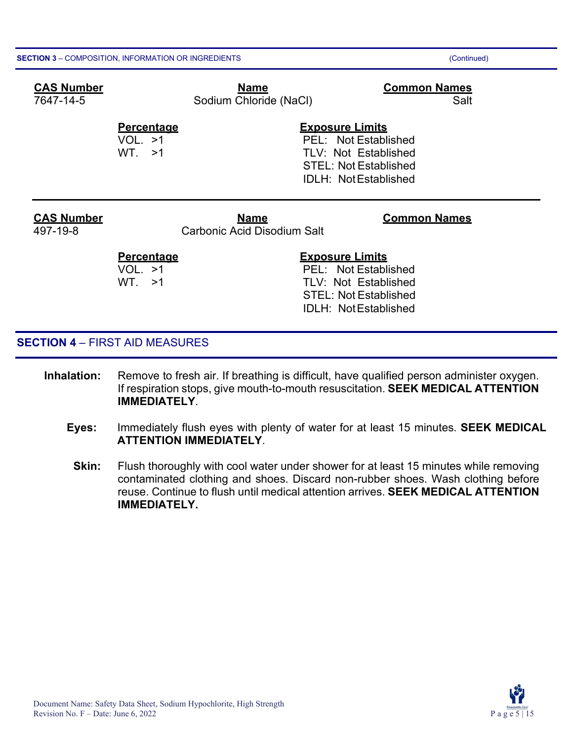**SECTION 3** – COMPOSITION, INFORMATION OR INGREDIENTS (Continued)

| CAS Number | Name | Common Names |
| --- | --- | --- |
| 7647-14-5 | Sodium Chloride (NaCl) | Salt |

| Percentage | Exposure Limits |
| --- | --- |
| VOL. >1 | PEL: Not Established |
| WT. >1 | TLV: Not Established |
| | STEL: Not Established |
| | IDLH: Not Established |

| CAS Number | Name | Common Names |
| --- | --- | --- |
| 497-19-8 | Carbonic Acid Disodium Salt | |

| Percentage | Exposure Limits |
| --- | --- |
| VOL. >1 | PEL: Not Established |
| WT. >1 | TLV: Not Established |
| | STEL: Not Established |
| | IDLH: Not Established |

## SECTION 4 – FIRST AID MEASURES

**Inhalation:** Remove to fresh air. If breathing is difficult, have qualified person administer oxygen. If respiration stops, give mouth-to-mouth resuscitation. **SEEK MEDICAL ATTENTION IMMEDIATELY**.

**Eyes:** Immediately flush eyes with plenty of water for at least 15 minutes. **SEEK MEDICAL ATTENTION IMMEDIATELY**.

**Skin:** Flush thoroughly with cool water under shower for at least 15 minutes while removing contaminated clothing and shoes. Discard non-rubber shoes. Wash clothing before reuse. Continue to flush until medical attention arrives. **SEEK MEDICAL ATTENTION IMMEDIATELY.**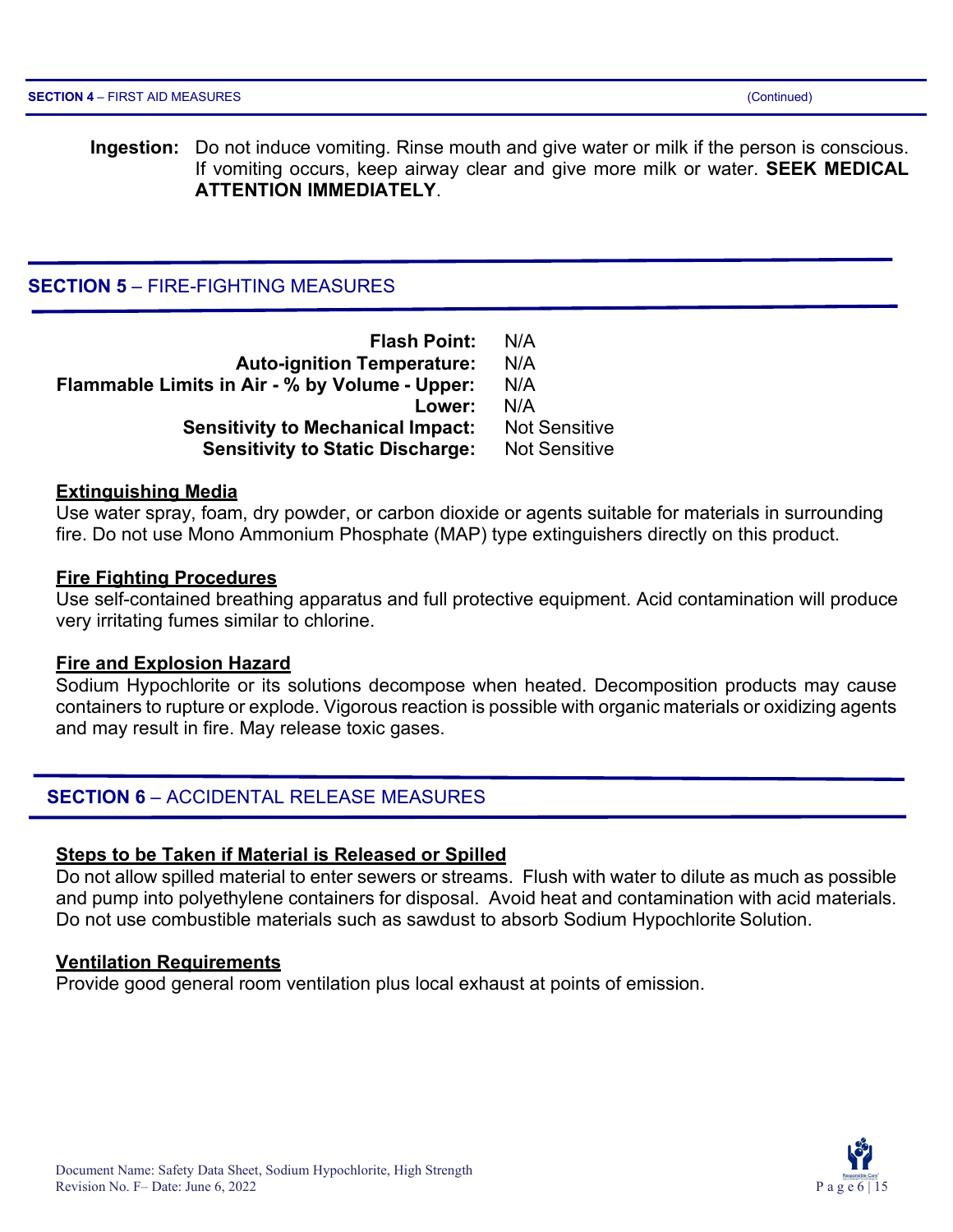**Ingestion:** Do not induce vomiting. Rinse mouth and give water or milk if the person is conscious. If vomiting occurs, keep airway clear and give more milk or water. **SEEK MEDICAL ATTENTION IMMEDIATELY**.

## SECTION 5 – FIRE-FIGHTING MEASURES

| | |
|---|---|
| **Flash Point:** | N/A |
| **Auto-ignition Temperature:** | N/A |
| **Flammable Limits in Air - % by Volume - Upper:** | N/A |
| **Lower:** | N/A |
| **Sensitivity to Mechanical Impact:** | Not Sensitive |
| **Sensitivity to Static Discharge:** | Not Sensitive |

**Extinguishing Media**

Use water spray, foam, dry powder, or carbon dioxide or agents suitable for materials in surrounding fire. Do not use Mono Ammonium Phosphate (MAP) type extinguishers directly on this product.

**Fire Fighting Procedures**

Use self-contained breathing apparatus and full protective equipment. Acid contamination will produce very irritating fumes similar to chlorine.

**Fire and Explosion Hazard**

Sodium Hypochlorite or its solutions decompose when heated. Decomposition products may cause containers to rupture or explode. Vigorous reaction is possible with organic materials or oxidizing agents and may result in fire. May release toxic gases.

## SECTION 6 – ACCIDENTAL RELEASE MEASURES

**Steps to be Taken if Material is Released or Spilled**

Do not allow spilled material to enter sewers or streams. Flush with water to dilute as much as possible and pump into polyethylene containers for disposal. Avoid heat and contamination with acid materials. Do not use combustible materials such as sawdust to absorb Sodium Hypochlorite Solution.

**Ventilation Requirements**

Provide good general room ventilation plus local exhaust at points of emission.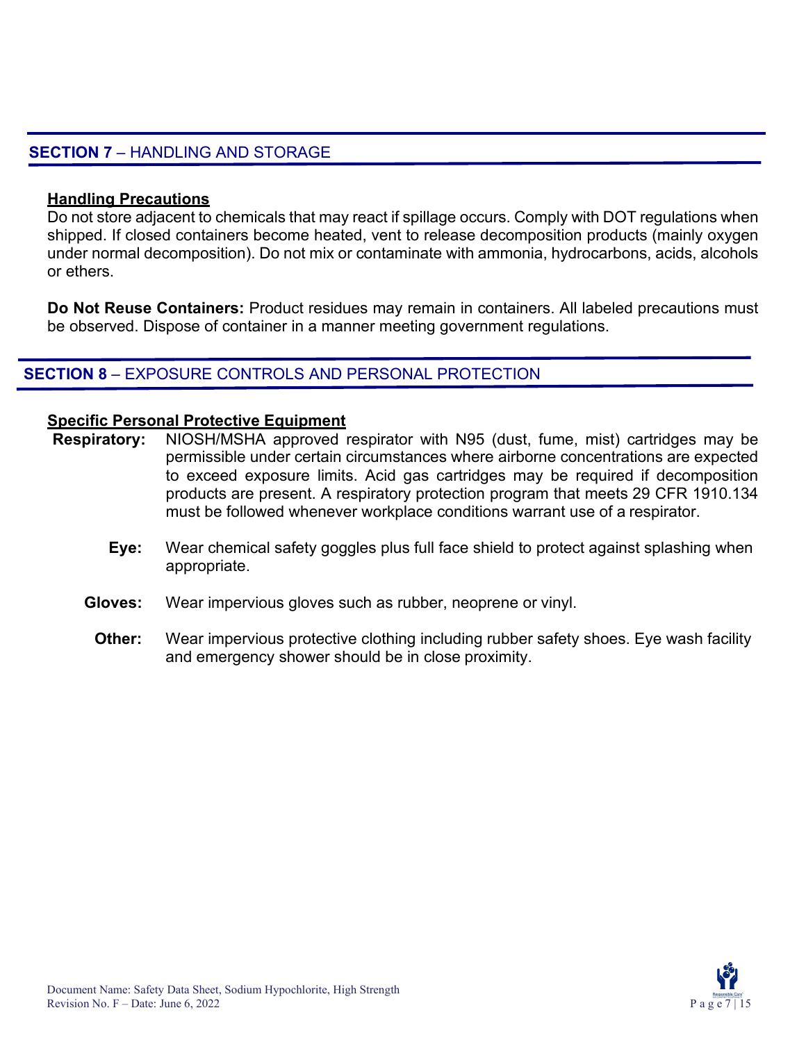## SECTION 7 – HANDLING AND STORAGE

**Handling Precautions**

Do not store adjacent to chemicals that may react if spillage occurs. Comply with DOT regulations when shipped. If closed containers become heated, vent to release decomposition products (mainly oxygen under normal decomposition). Do not mix or contaminate with ammonia, hydrocarbons, acids, alcohols or ethers.

**Do Not Reuse Containers:** Product residues may remain in containers. All labeled precautions must be observed. Dispose of container in a manner meeting government regulations.

## SECTION 8 – EXPOSURE CONTROLS AND PERSONAL PROTECTION

**Specific Personal Protective Equipment**

**Respiratory:** NIOSH/MSHA approved respirator with N95 (dust, fume, mist) cartridges may be permissible under certain circumstances where airborne concentrations are expected to exceed exposure limits. Acid gas cartridges may be required if decomposition products are present. A respiratory protection program that meets 29 CFR 1910.134 must be followed whenever workplace conditions warrant use of a respirator.

**Eye:** Wear chemical safety goggles plus full face shield to protect against splashing when appropriate.

**Gloves:** Wear impervious gloves such as rubber, neoprene or vinyl.

**Other:** Wear impervious protective clothing including rubber safety shoes. Eye wash facility and emergency shower should be in close proximity.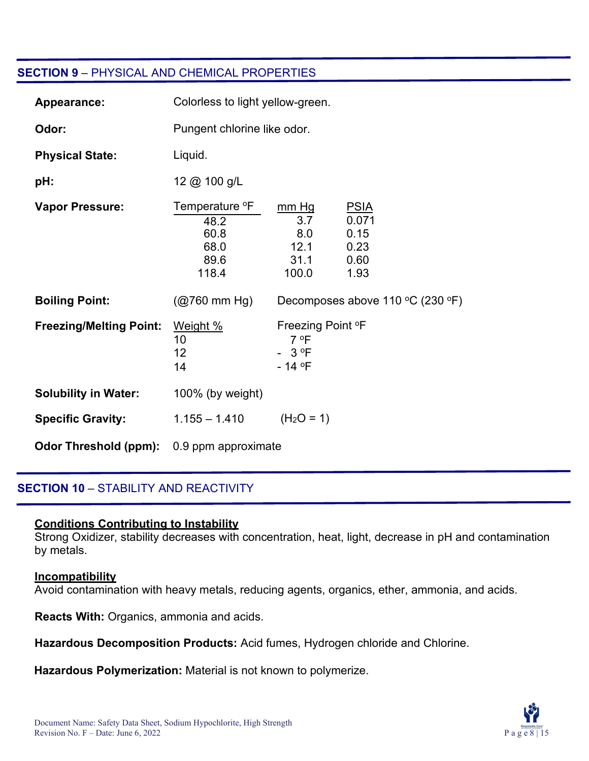## SECTION 9 – PHYSICAL AND CHEMICAL PROPERTIES

**Appearance:** Colorless to light yellow-green.

**Odor:** Pungent chlorine like odor.

**Physical State:** Liquid.

**pH:** 12 @ 100 g/L

**Vapor Pressure:**

| Temperature °F | mm Hg | PSIA |
|---|---|---|
| 48.2 | 3.7 | 0.071 |
| 60.8 | 8.0 | 0.15 |
| 68.0 | 12.1 | 0.23 |
| 89.6 | 31.1 | 0.60 |
| 118.4 | 100.0 | 1.93 |

**Boiling Point:** (@760 mm Hg) Decomposes above 110 °C (230 °F)

**Freezing/Melting Point:**

| Weight % | Freezing Point °F |
|---|---|
| 10 | 7 °F |
| 12 | - 3 °F |
| 14 | - 14 °F |

**Solubility in Water:** 100% (by weight)

**Specific Gravity:** 1.155 – 1.410 ($H_2O$ = 1)

**Odor Threshold (ppm):** 0.9 ppm approximate

## SECTION 10 – STABILITY AND REACTIVITY

**Conditions Contributing to Instability**
Strong Oxidizer, stability decreases with concentration, heat, light, decrease in pH and contamination by metals.

**Incompatibility**
Avoid contamination with heavy metals, reducing agents, organics, ether, ammonia, and acids.

**Reacts With:** Organics, ammonia and acids.

**Hazardous Decomposition Products:** Acid fumes, Hydrogen chloride and Chlorine.

**Hazardous Polymerization:** Material is not known to polymerize.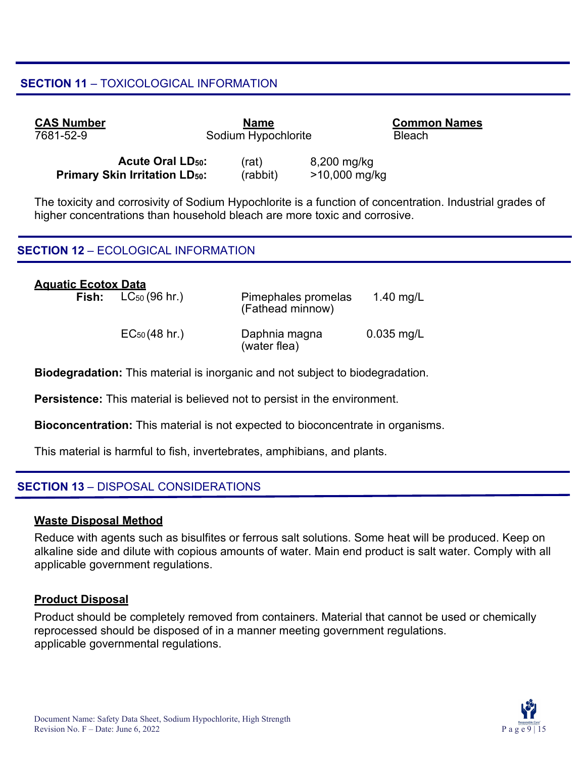## SECTION 11 – TOXICOLOGICAL INFORMATION

| CAS Number | Name | Common Names |
|---|---|---|
| 7681-52-9 | Sodium Hypochlorite | Bleach |

| | | |
|---|---|---|
| **Acute Oral $LD_{50}$:** | (rat) | 8,200 mg/kg |
| **Primary Skin Irritation $LD_{50}$:** | (rabbit) | >10,000 mg/kg |

The toxicity and corrosivity of Sodium Hypochlorite is a function of concentration. Industrial grades of higher concentrations than household bleach are more toxic and corrosive.

## SECTION 12 – ECOLOGICAL INFORMATION

**Aquatic Ecotox Data**

| | | | |
|---|---|---|---|
| **Fish:** | $LC_{50}$ (96 hr.) | Pimephales promelas (Fathead minnow) | 1.40 mg/L |
| | $EC_{50}$ (48 hr.) | Daphnia magna (water flea) | 0.035 mg/L |

**Biodegradation:** This material is inorganic and not subject to biodegradation.

**Persistence:** This material is believed not to persist in the environment.

**Bioconcentration:** This material is not expected to bioconcentrate in organisms.

This material is harmful to fish, invertebrates, amphibians, and plants.

## SECTION 13 – DISPOSAL CONSIDERATIONS

### Waste Disposal Method

Reduce with agents such as bisulfites or ferrous salt solutions. Some heat will be produced. Keep on alkaline side and dilute with copious amounts of water. Main end product is salt water. Comply with all applicable government regulations.

### Product Disposal

Product should be completely removed from containers. Material that cannot be used or chemically reprocessed should be disposed of in a manner meeting government regulations.
applicable governmental regulations.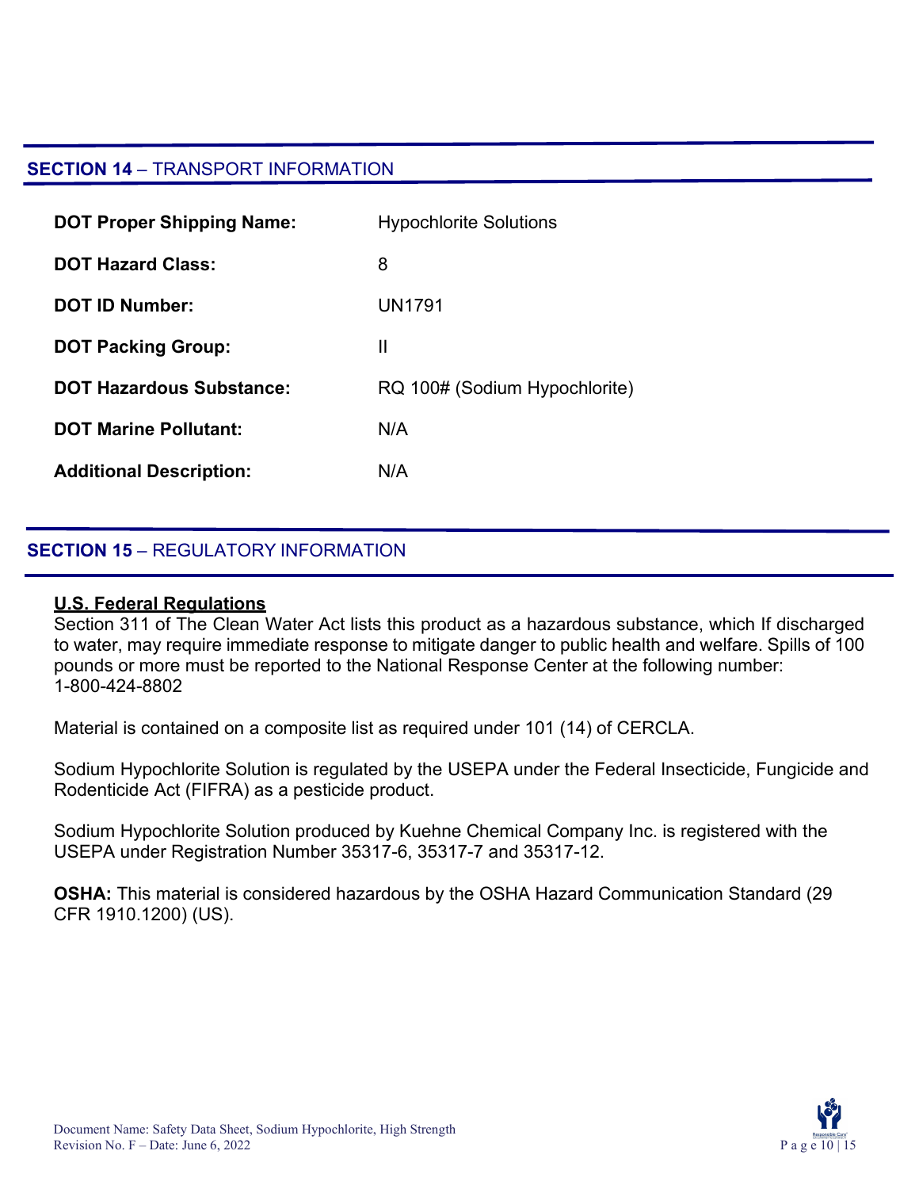## **SECTION 14** – TRANSPORT INFORMATION

| | |
|---|---|
| **DOT Proper Shipping Name:** | Hypochlorite Solutions |
| **DOT Hazard Class:** | 8 |
| **DOT ID Number:** | UN1791 |
| **DOT Packing Group:** | II |
| **DOT Hazardous Substance:** | RQ 100# (Sodium Hypochlorite) |
| **DOT Marine Pollutant:** | N/A |
| **Additional Description:** | N/A |

## **SECTION 15** – REGULATORY INFORMATION

**U.S. Federal Regulations**

Section 311 of The Clean Water Act lists this product as a hazardous substance, which If discharged to water, may require immediate response to mitigate danger to public health and welfare. Spills of 100 pounds or more must be reported to the National Response Center at the following number: 1-800-424-8802

Material is contained on a composite list as required under 101 (14) of CERCLA.

Sodium Hypochlorite Solution is regulated by the USEPA under the Federal Insecticide, Fungicide and Rodenticide Act (FIFRA) as a pesticide product.

Sodium Hypochlorite Solution produced by Kuehne Chemical Company Inc. is registered with the USEPA under Registration Number 35317-6, 35317-7 and 35317-12.

**OSHA:** This material is considered hazardous by the OSHA Hazard Communication Standard (29 CFR 1910.1200) (US).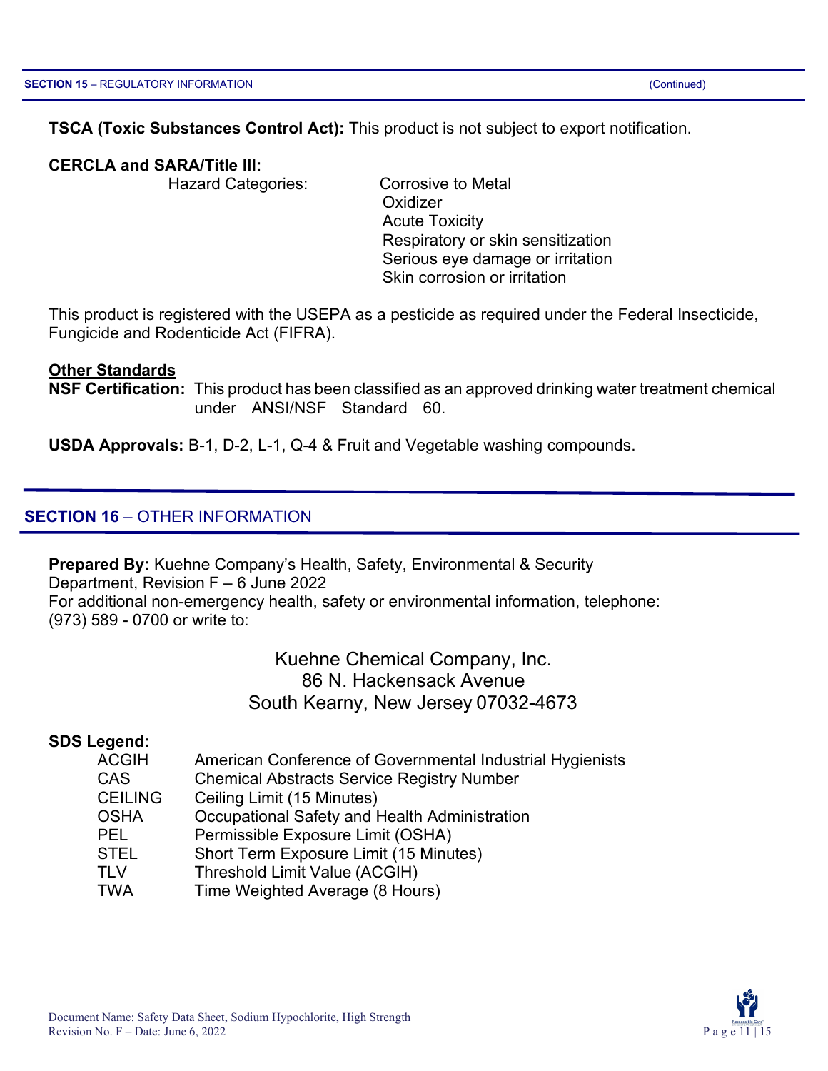**TSCA (Toxic Substances Control Act):** This product is not subject to export notification.

**CERCLA and SARA/Title III:**

Hazard Categories:
- Corrosive to Metal
- Oxidizer
- Acute Toxicity
- Respiratory or skin sensitization
- Serious eye damage or irritation
- Skin corrosion or irritation

This product is registered with the USEPA as a pesticide as required under the Federal Insecticide, Fungicide and Rodenticide Act (FIFRA).

**Other Standards**

**NSF Certification:** This product has been classified as an approved drinking water treatment chemical under ANSI/NSF Standard 60.

**USDA Approvals:** B-1, D-2, L-1, Q-4 & Fruit and Vegetable washing compounds.

## SECTION 16 – OTHER INFORMATION

**Prepared By:** Kuehne Company's Health, Safety, Environmental & Security Department, Revision F – 6 June 2022

For additional non-emergency health, safety or environmental information, telephone: (973) 589 - 0700 or write to:

Kuehne Chemical Company, Inc.
86 N. Hackensack Avenue
South Kearny, New Jersey 07032-4673

**SDS Legend:**

| | |
|---|---|
| ACGIH | American Conference of Governmental Industrial Hygienists |
| CAS | Chemical Abstracts Service Registry Number |
| CEILING | Ceiling Limit (15 Minutes) |
| OSHA | Occupational Safety and Health Administration |
| PEL | Permissible Exposure Limit (OSHA) |
| STEL | Short Term Exposure Limit (15 Minutes) |
| TLV | Threshold Limit Value (ACGIH) |
| TWA | Time Weighted Average (8 Hours) |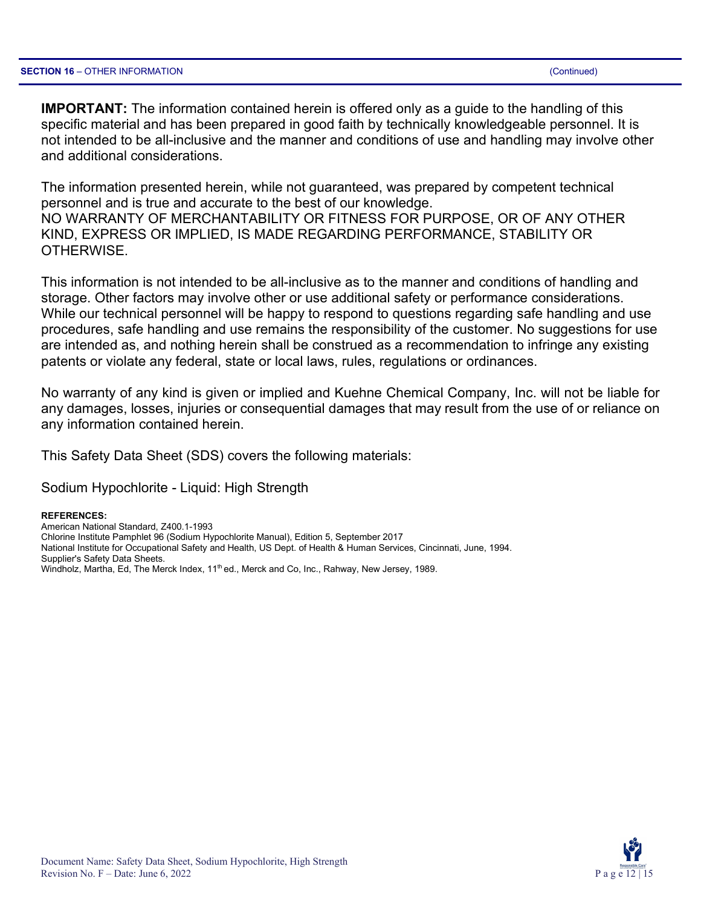**SECTION 16** – OTHER INFORMATION (Continued)

**IMPORTANT:** The information contained herein is offered only as a guide to the handling of this specific material and has been prepared in good faith by technically knowledgeable personnel. It is not intended to be all-inclusive and the manner and conditions of use and handling may involve other and additional considerations.

The information presented herein, while not guaranteed, was prepared by competent technical personnel and is true and accurate to the best of our knowledge.
NO WARRANTY OF MERCHANTABILITY OR FITNESS FOR PURPOSE, OR OF ANY OTHER KIND, EXPRESS OR IMPLIED, IS MADE REGARDING PERFORMANCE, STABILITY OR OTHERWISE.

This information is not intended to be all-inclusive as to the manner and conditions of handling and storage. Other factors may involve other or use additional safety or performance considerations. While our technical personnel will be happy to respond to questions regarding safe handling and use procedures, safe handling and use remains the responsibility of the customer. No suggestions for use are intended as, and nothing herein shall be construed as a recommendation to infringe any existing patents or violate any federal, state or local laws, rules, regulations or ordinances.

No warranty of any kind is given or implied and Kuehne Chemical Company, Inc. will not be liable for any damages, losses, injuries or consequential damages that may result from the use of or reliance on any information contained herein.

This Safety Data Sheet (SDS) covers the following materials:

Sodium Hypochlorite - Liquid: High Strength

**REFERENCES:**
American National Standard, Z400.1-1993
Chlorine Institute Pamphlet 96 (Sodium Hypochlorite Manual), Edition 5, September 2017
National Institute for Occupational Safety and Health, US Dept. of Health & Human Services, Cincinnati, June, 1994.
Supplier's Safety Data Sheets.
Windholz, Martha, Ed, The Merck Index, 11th ed., Merck and Co, Inc., Rahway, New Jersey, 1989.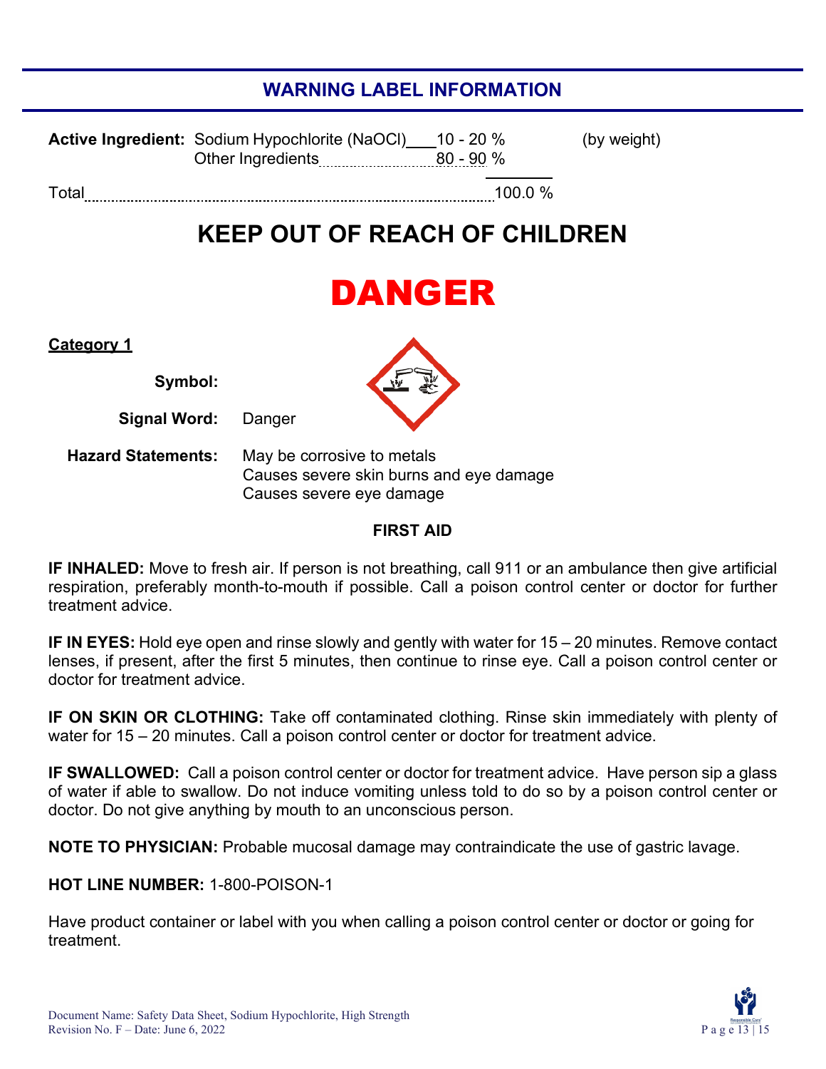## WARNING LABEL INFORMATION

| | | | |
|---|---|---|---|
| **Active Ingredient:** | Sodium Hypochlorite (NaOCl) | 10 - 20 % | (by weight) |
| | Other Ingredients | 80 - 90 % | |
| Total | | 100.0 % | |

# KEEP OUT OF REACH OF CHILDREN

# DANGER

**Category 1**

**Symbol:**

**Signal Word:** Danger

**Hazard Statements:** May be corrosive to metals
Causes severe skin burns and eye damage
Causes severe eye damage

### FIRST AID

**IF INHALED:** Move to fresh air. If person is not breathing, call 911 or an ambulance then give artificial respiration, preferably month-to-mouth if possible. Call a poison control center or doctor for further treatment advice.

**IF IN EYES:** Hold eye open and rinse slowly and gently with water for 15 – 20 minutes. Remove contact lenses, if present, after the first 5 minutes, then continue to rinse eye. Call a poison control center or doctor for treatment advice.

**IF ON SKIN OR CLOTHING:** Take off contaminated clothing. Rinse skin immediately with plenty of water for 15 – 20 minutes. Call a poison control center or doctor for treatment advice.

**IF SWALLOWED:** Call a poison control center or doctor for treatment advice. Have person sip a glass of water if able to swallow. Do not induce vomiting unless told to do so by a poison control center or doctor. Do not give anything by mouth to an unconscious person.

**NOTE TO PHYSICIAN:** Probable mucosal damage may contraindicate the use of gastric lavage.

**HOT LINE NUMBER:** 1-800-POISON-1

Have product container or label with you when calling a poison control center or doctor or going for treatment.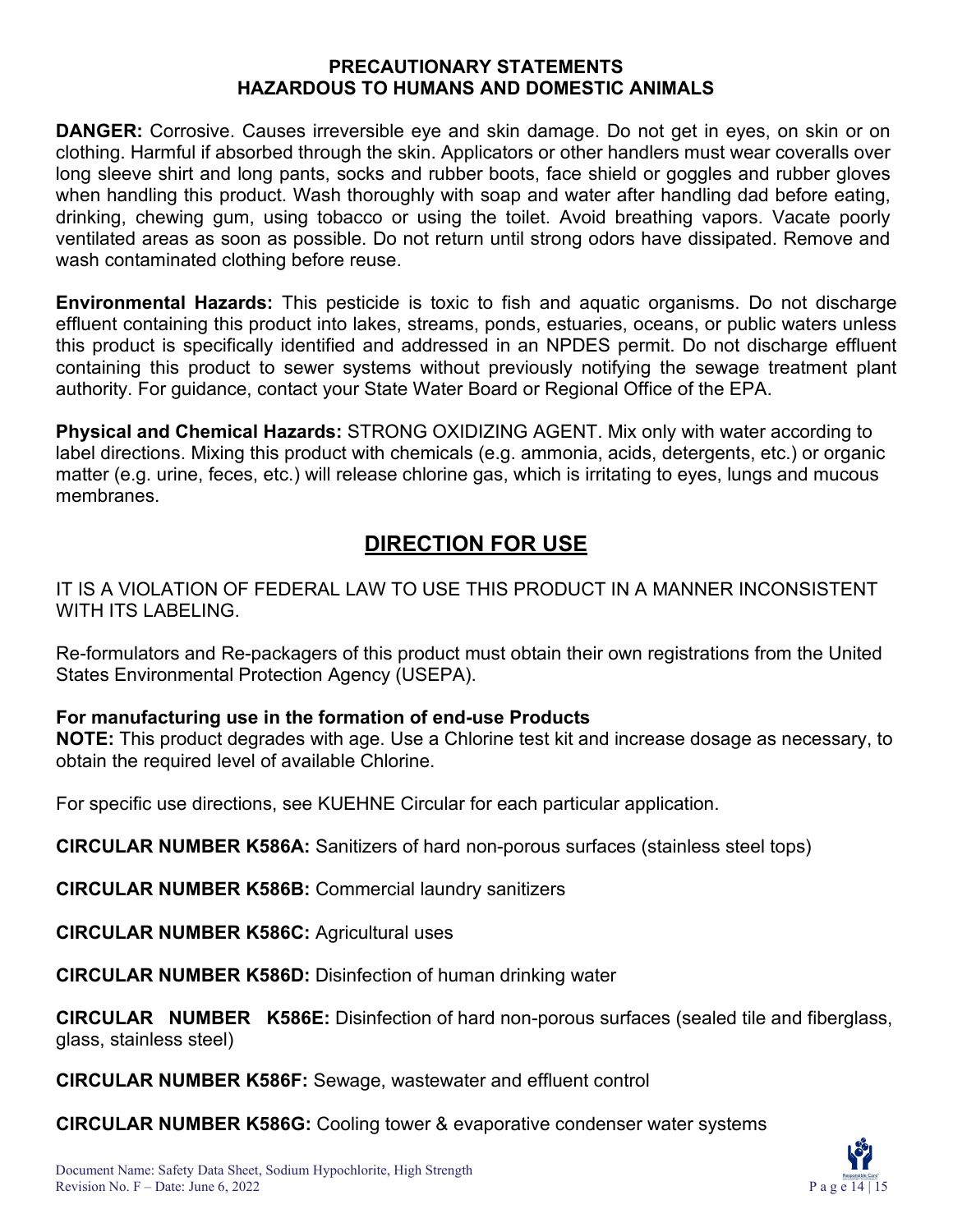**PRECAUTIONARY STATEMENTS**
**HAZARDOUS TO HUMANS AND DOMESTIC ANIMALS**

**DANGER:** Corrosive. Causes irreversible eye and skin damage. Do not get in eyes, on skin or on clothing. Harmful if absorbed through the skin. Applicators or other handlers must wear coveralls over long sleeve shirt and long pants, socks and rubber boots, face shield or goggles and rubber gloves when handling this product. Wash thoroughly with soap and water after handling dad before eating, drinking, chewing gum, using tobacco or using the toilet. Avoid breathing vapors. Vacate poorly ventilated areas as soon as possible. Do not return until strong odors have dissipated. Remove and wash contaminated clothing before reuse.

**Environmental Hazards:** This pesticide is toxic to fish and aquatic organisms. Do not discharge effluent containing this product into lakes, streams, ponds, estuaries, oceans, or public waters unless this product is specifically identified and addressed in an NPDES permit. Do not discharge effluent containing this product to sewer systems without previously notifying the sewage treatment plant authority. For guidance, contact your State Water Board or Regional Office of the EPA.

**Physical and Chemical Hazards:** STRONG OXIDIZING AGENT. Mix only with water according to label directions. Mixing this product with chemicals (e.g. ammonia, acids, detergents, etc.) or organic matter (e.g. urine, feces, etc.) will release chlorine gas, which is irritating to eyes, lungs and mucous membranes.

## DIRECTION FOR USE

IT IS A VIOLATION OF FEDERAL LAW TO USE THIS PRODUCT IN A MANNER INCONSISTENT WITH ITS LABELING.

Re-formulators and Re-packagers of this product must obtain their own registrations from the United States Environmental Protection Agency (USEPA).

**For manufacturing use in the formation of end-use Products**
**NOTE:** This product degrades with age. Use a Chlorine test kit and increase dosage as necessary, to obtain the required level of available Chlorine.

For specific use directions, see KUEHNE Circular for each particular application.

**CIRCULAR NUMBER K586A:** Sanitizers of hard non-porous surfaces (stainless steel tops)

**CIRCULAR NUMBER K586B:** Commercial laundry sanitizers

**CIRCULAR NUMBER K586C:** Agricultural uses

**CIRCULAR NUMBER K586D:** Disinfection of human drinking water

**CIRCULAR NUMBER K586E:** Disinfection of hard non-porous surfaces (sealed tile and fiberglass, glass, stainless steel)

**CIRCULAR NUMBER K586F:** Sewage, wastewater and effluent control

**CIRCULAR NUMBER K586G:** Cooling tower & evaporative condenser water systems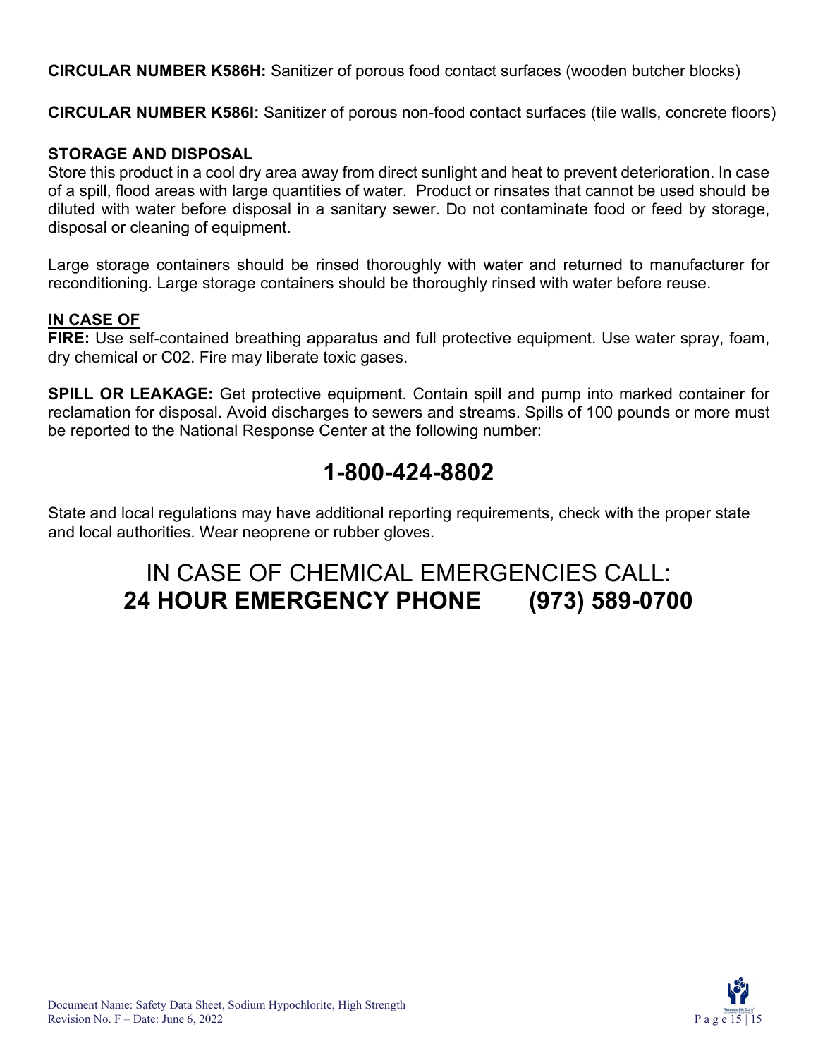**CIRCULAR NUMBER K586H:** Sanitizer of porous food contact surfaces (wooden butcher blocks)

**CIRCULAR NUMBER K586I:** Sanitizer of porous non-food contact surfaces (tile walls, concrete floors)

**STORAGE AND DISPOSAL**

Store this product in a cool dry area away from direct sunlight and heat to prevent deterioration. In case of a spill, flood areas with large quantities of water. Product or rinsates that cannot be used should be diluted with water before disposal in a sanitary sewer. Do not contaminate food or feed by storage, disposal or cleaning of equipment.

Large storage containers should be rinsed thoroughly with water and returned to manufacturer for reconditioning. Large storage containers should be thoroughly rinsed with water before reuse.

**IN CASE OF**

**FIRE:** Use self-contained breathing apparatus and full protective equipment. Use water spray, foam, dry chemical or C02. Fire may liberate toxic gases.

**SPILL OR LEAKAGE:** Get protective equipment. Contain spill and pump into marked container for reclamation for disposal. Avoid discharges to sewers and streams. Spills of 100 pounds or more must be reported to the National Response Center at the following number:

## 1-800-424-8802

State and local regulations may have additional reporting requirements, check with the proper state and local authorities. Wear neoprene or rubber gloves.

## IN CASE OF CHEMICAL EMERGENCIES CALL:
## **24 HOUR EMERGENCY PHONE (973) 589-0700**